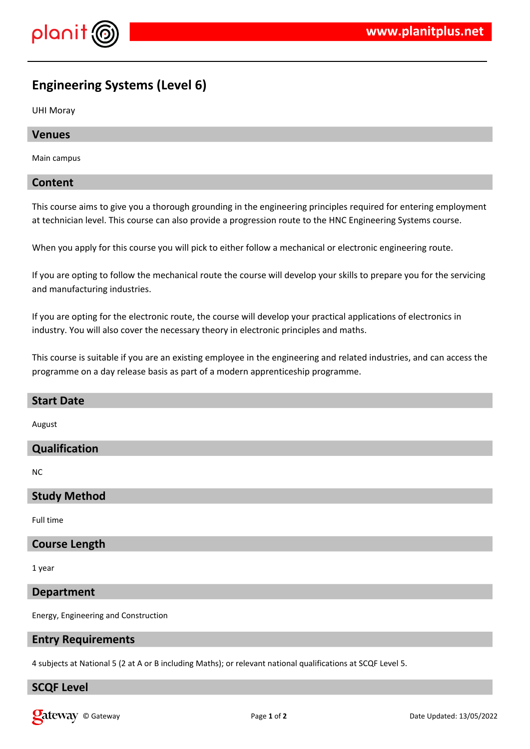# Engineering Systems (Level 6)

UHI Moray

## Venues

Main campus

## Content

This course aims to give you a thorough grounding in the engineering principles required for entering employment at technician level. This course can also provide a progression route to the HNC Engineering Systems course.

When you apply for this course you will pick to either follow a mechanical or electronic engineering route.

If you are opting to follow the mechanical route the course will develop your skills to prepare you for the servicing and manufacturing industries.

If you are opting for the electronic route, the course will develop your practical applications of electronics in industry. You will also cover the necessary theory in electronic principles and maths.

This course is suitable if you are an existing employee in the engineering and related industries, and can access the programme on a day release basis as part of a modern apprenticeship programme.

## Start Date

August

## Qualification

NC

## Study Method

Full time

## Course Length

1 year

## Department

Energy, Engineering and Construction

## Entry Requirements

4 subjects at National 5 (2 at A or B including Maths); or relevant national qualifications at SCQF Level 5.

## SCQF Level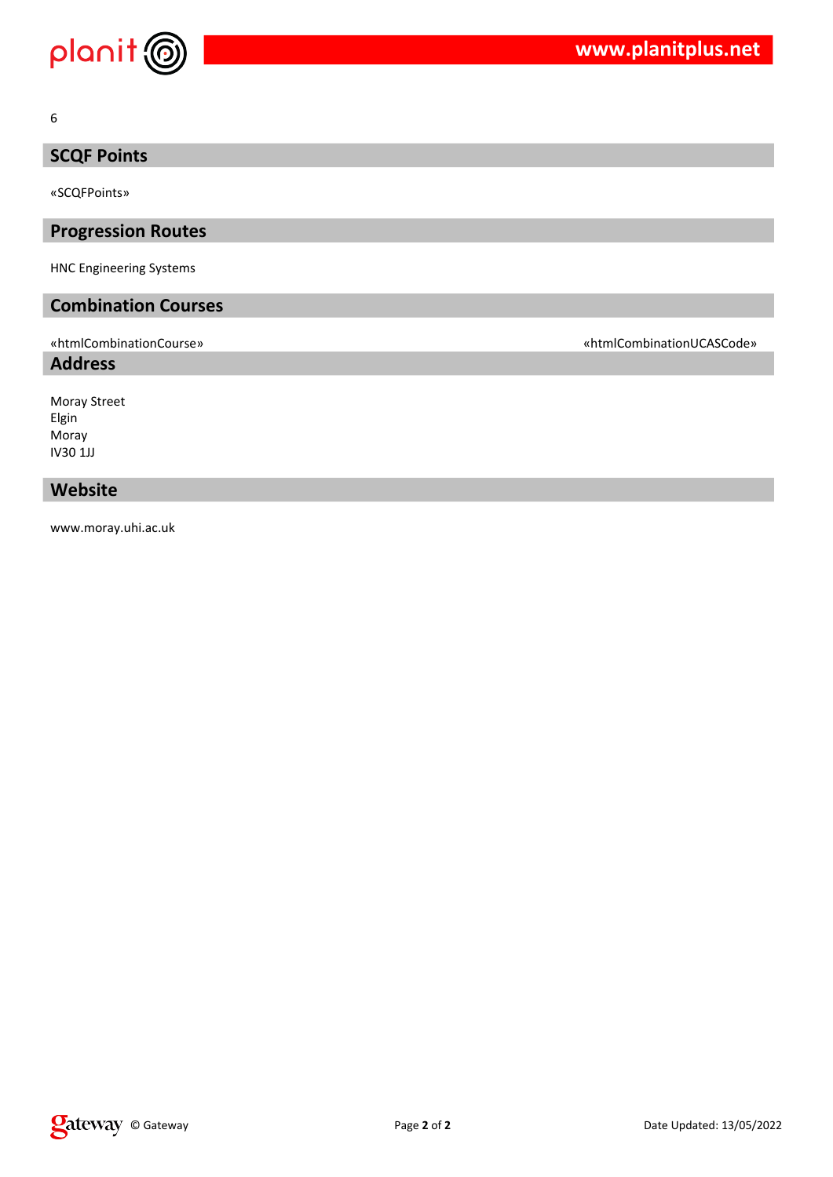6

## SCQF Points

«SCQFPoints»

## Progression Routes

HNC Engineering Systems

## Combination Courses

«htmlCombinationCourse» «htmlCombinationUCASCode»

## Address

Moray Street
Elgin
Moray
IV30 1JJ

## Website

www.moray.uhi.ac.uk